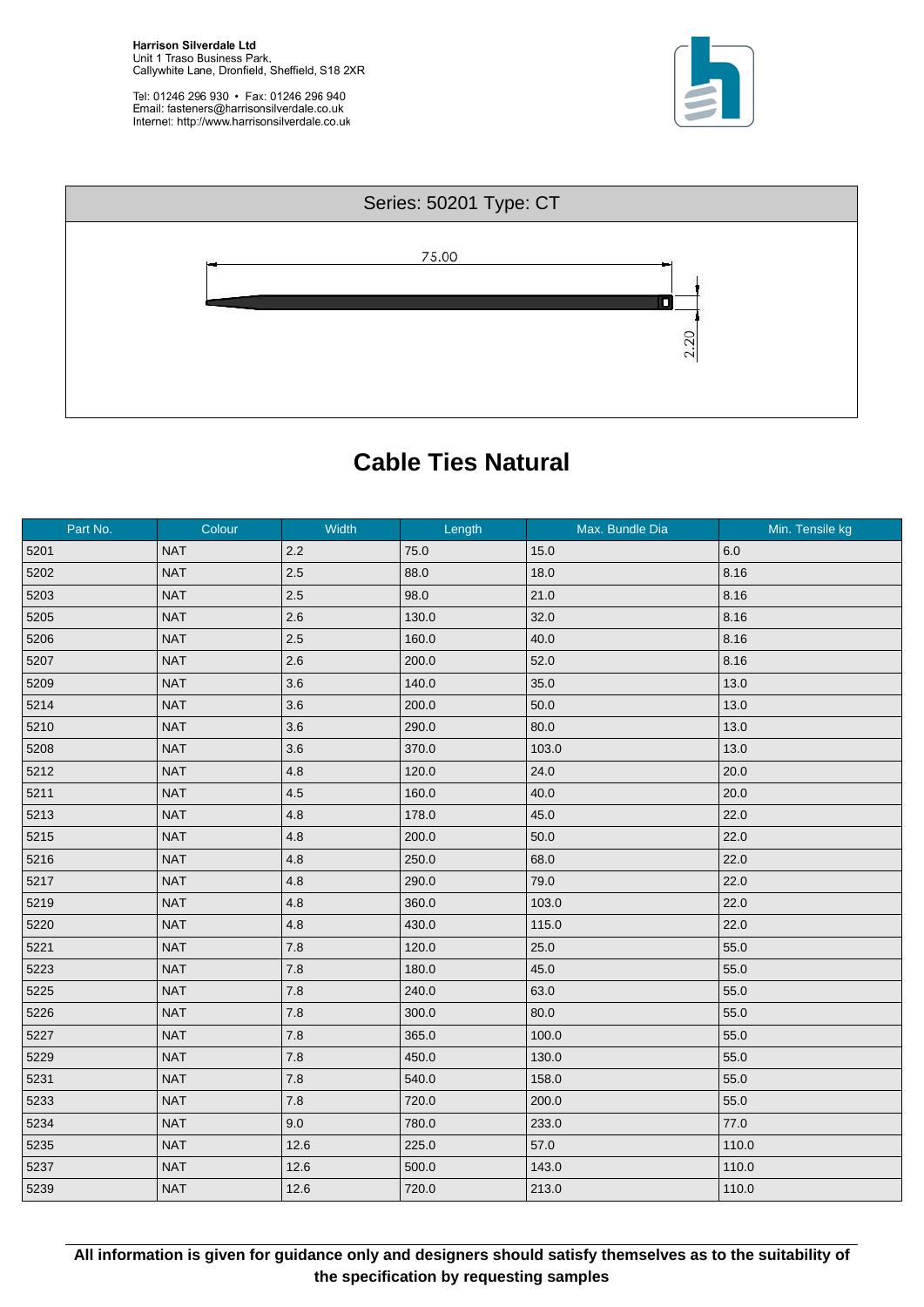**Harrison Silverdale Ltd**
Unit 1 Traso Business Park,
Callywhite Lane, Dronfield, Sheffield, S18 2XR

Tel: 01246 296 930 • Fax: 01246 296 940
Email: fasteners@harrisonsilverdale.co.uk
Internet: http://www.harrisonsilverdale.co.uk

## Series: 50201 Type: CT

75.00

2.20

# Cable Ties Natural

| Part No. | Colour | Width | Length | Max. Bundle Dia | Min. Tensile kg |
|---|---|---|---|---|---|
| 5201 | NAT | 2.2 | 75.0 | 15.0 | 6.0 |
| 5202 | NAT | 2.5 | 88.0 | 18.0 | 8.16 |
| 5203 | NAT | 2.5 | 98.0 | 21.0 | 8.16 |
| 5205 | NAT | 2.6 | 130.0 | 32.0 | 8.16 |
| 5206 | NAT | 2.5 | 160.0 | 40.0 | 8.16 |
| 5207 | NAT | 2.6 | 200.0 | 52.0 | 8.16 |
| 5209 | NAT | 3.6 | 140.0 | 35.0 | 13.0 |
| 5214 | NAT | 3.6 | 200.0 | 50.0 | 13.0 |
| 5210 | NAT | 3.6 | 290.0 | 80.0 | 13.0 |
| 5208 | NAT | 3.6 | 370.0 | 103.0 | 13.0 |
| 5212 | NAT | 4.8 | 120.0 | 24.0 | 20.0 |
| 5211 | NAT | 4.5 | 160.0 | 40.0 | 20.0 |
| 5213 | NAT | 4.8 | 178.0 | 45.0 | 22.0 |
| 5215 | NAT | 4.8 | 200.0 | 50.0 | 22.0 |
| 5216 | NAT | 4.8 | 250.0 | 68.0 | 22.0 |
| 5217 | NAT | 4.8 | 290.0 | 79.0 | 22.0 |
| 5219 | NAT | 4.8 | 360.0 | 103.0 | 22.0 |
| 5220 | NAT | 4.8 | 430.0 | 115.0 | 22.0 |
| 5221 | NAT | 7.8 | 120.0 | 25.0 | 55.0 |
| 5223 | NAT | 7.8 | 180.0 | 45.0 | 55.0 |
| 5225 | NAT | 7.8 | 240.0 | 63.0 | 55.0 |
| 5226 | NAT | 7.8 | 300.0 | 80.0 | 55.0 |
| 5227 | NAT | 7.8 | 365.0 | 100.0 | 55.0 |
| 5229 | NAT | 7.8 | 450.0 | 130.0 | 55.0 |
| 5231 | NAT | 7.8 | 540.0 | 158.0 | 55.0 |
| 5233 | NAT | 7.8 | 720.0 | 200.0 | 55.0 |
| 5234 | NAT | 9.0 | 780.0 | 233.0 | 77.0 |
| 5235 | NAT | 12.6 | 225.0 | 57.0 | 110.0 |
| 5237 | NAT | 12.6 | 500.0 | 143.0 | 110.0 |
| 5239 | NAT | 12.6 | 720.0 | 213.0 | 110.0 |

**All information is given for guidance only and designers should satisfy themselves as to the suitability of the specification by requesting samples**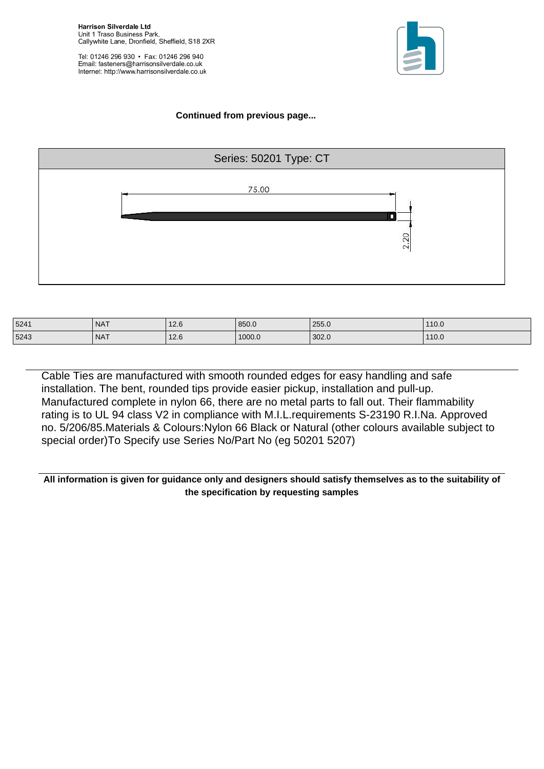**Continued from previous page...**

## Series: 50201 Type: CT

75.00

2.20

| | | | | | |
|---|---|---|---|---|---|
| 5241 | NAT | 12.6 | 850.0 | 255.0 | 110.0 |
| 5243 | NAT | 12.6 | 1000.0 | 302.0 | 110.0 |

Cable Ties are manufactured with smooth rounded edges for easy handling and safe installation. The bent, rounded tips provide easier pickup, installation and pull-up. Manufactured complete in nylon 66, there are no metal parts to fall out. Their flammability rating is to UL 94 class V2 in compliance with M.I.L.requirements S-23190 R.I.Na. Approved no. 5/206/85.Materials & Colours:Nylon 66 Black or Natural (other colours available subject to special order)To Specify use Series No/Part No (eg 50201 5207)

**All information is given for guidance only and designers should satisfy themselves as to the suitability of the specification by requesting samples**